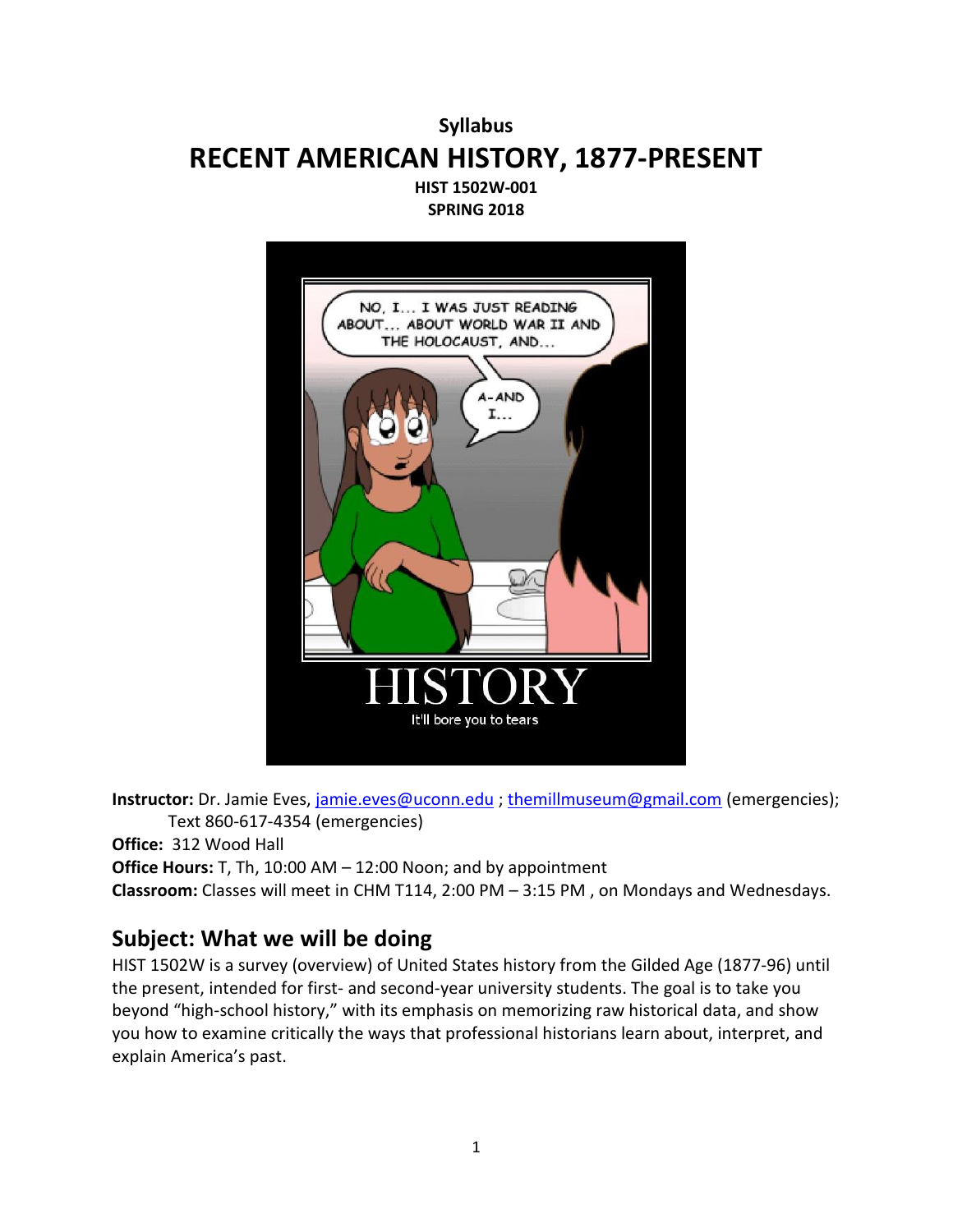**Syllabus**

# RECENT AMERICAN HISTORY, 1877-PRESENT

**HIST 1502W-001**

**SPRING 2018**

**Instructor:** Dr. Jamie Eves, jamie.eves@uconn.edu ; themillmuseum@gmail.com (emergencies); Text 860-617-4354 (emergencies)

**Office:** 312 Wood Hall

**Office Hours:** T, Th, 10:00 AM – 12:00 Noon; and by appointment

**Classroom:** Classes will meet in CHM T114, 2:00 PM – 3:15 PM , on Mondays and Wednesdays.

## Subject: What we will be doing

HIST 1502W is a survey (overview) of United States history from the Gilded Age (1877-96) until the present, intended for first- and second-year university students. The goal is to take you beyond "high-school history," with its emphasis on memorizing raw historical data, and show you how to examine critically the ways that professional historians learn about, interpret, and explain America's past.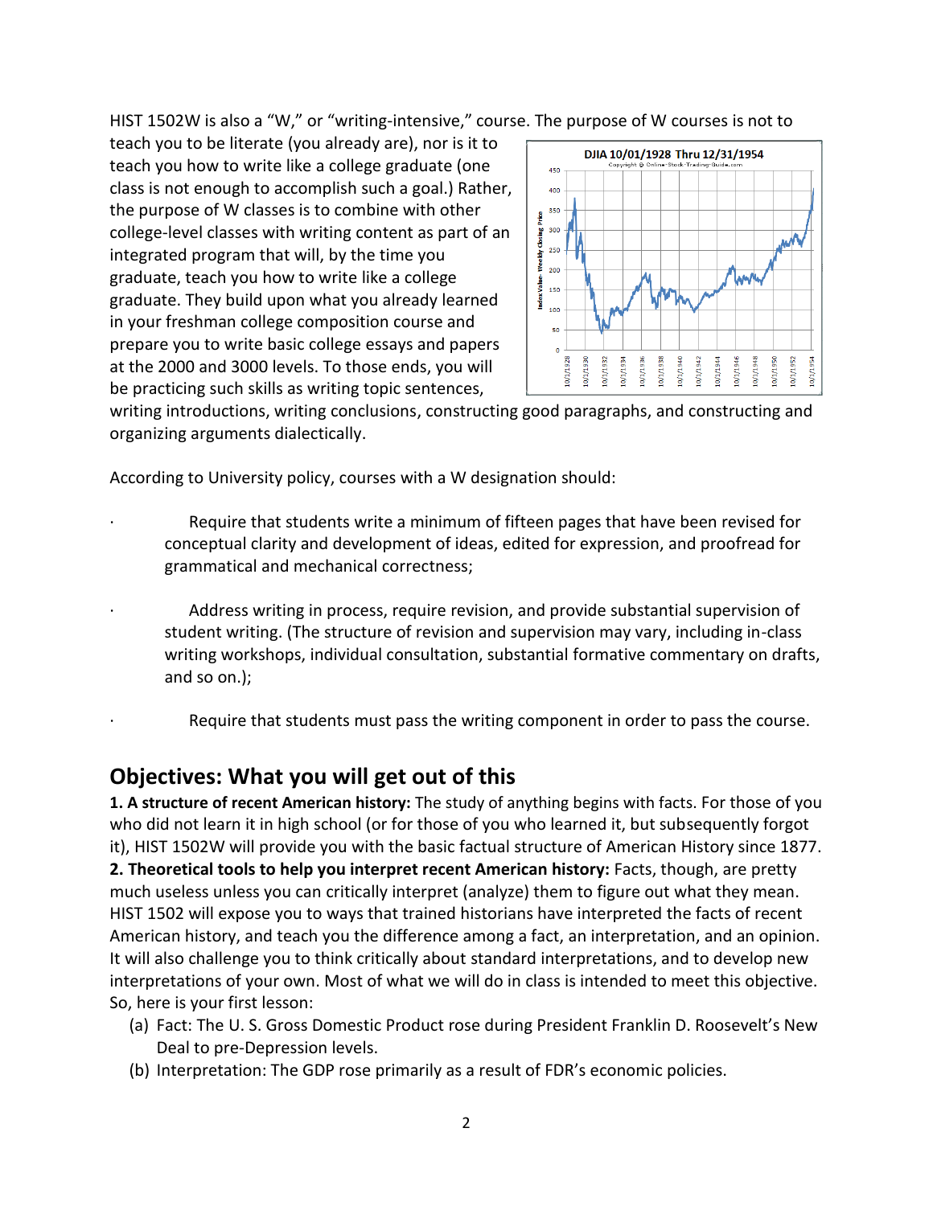HIST 1502W is also a “W,” or “writing-intensive,” course. The purpose of W courses is not to teach you to be literate (you already are), nor is it to teach you how to write like a college graduate (one class is not enough to accomplish such a goal.) Rather, the purpose of W classes is to combine with other college-level classes with writing content as part of an integrated program that will, by the time you graduate, teach you how to write like a college graduate. They build upon what you already learned in your freshman college composition course and prepare you to write basic college essays and papers at the 2000 and 3000 levels. To those ends, you will be practicing such skills as writing topic sentences, writing introductions, writing conclusions, constructing good paragraphs, and constructing and organizing arguments dialectically.

According to University policy, courses with a W designation should:

- Require that students write a minimum of fifteen pages that have been revised for conceptual clarity and development of ideas, edited for expression, and proofread for grammatical and mechanical correctness;
- Address writing in process, require revision, and provide substantial supervision of student writing. (The structure of revision and supervision may vary, including in-class writing workshops, individual consultation, substantial formative commentary on drafts, and so on.);
- Require that students must pass the writing component in order to pass the course.

## Objectives: What you will get out of this

**1. A structure of recent American history:** The study of anything begins with facts. For those of you who did not learn it in high school (or for those of you who learned it, but subsequently forgot it), HIST 1502W will provide you with the basic factual structure of American History since 1877.
**2. Theoretical tools to help you interpret recent American history:** Facts, though, are pretty much useless unless you can critically interpret (analyze) them to figure out what they mean. HIST 1502 will expose you to ways that trained historians have interpreted the facts of recent American history, and teach you the difference among a fact, an interpretation, and an opinion. It will also challenge you to think critically about standard interpretations, and to develop new interpretations of your own. Most of what we will do in class is intended to meet this objective. So, here is your first lesson:

(a) Fact: The U. S. Gross Domestic Product rose during President Franklin D. Roosevelt’s New Deal to pre-Depression levels.
(b) Interpretation: The GDP rose primarily as a result of FDR’s economic policies.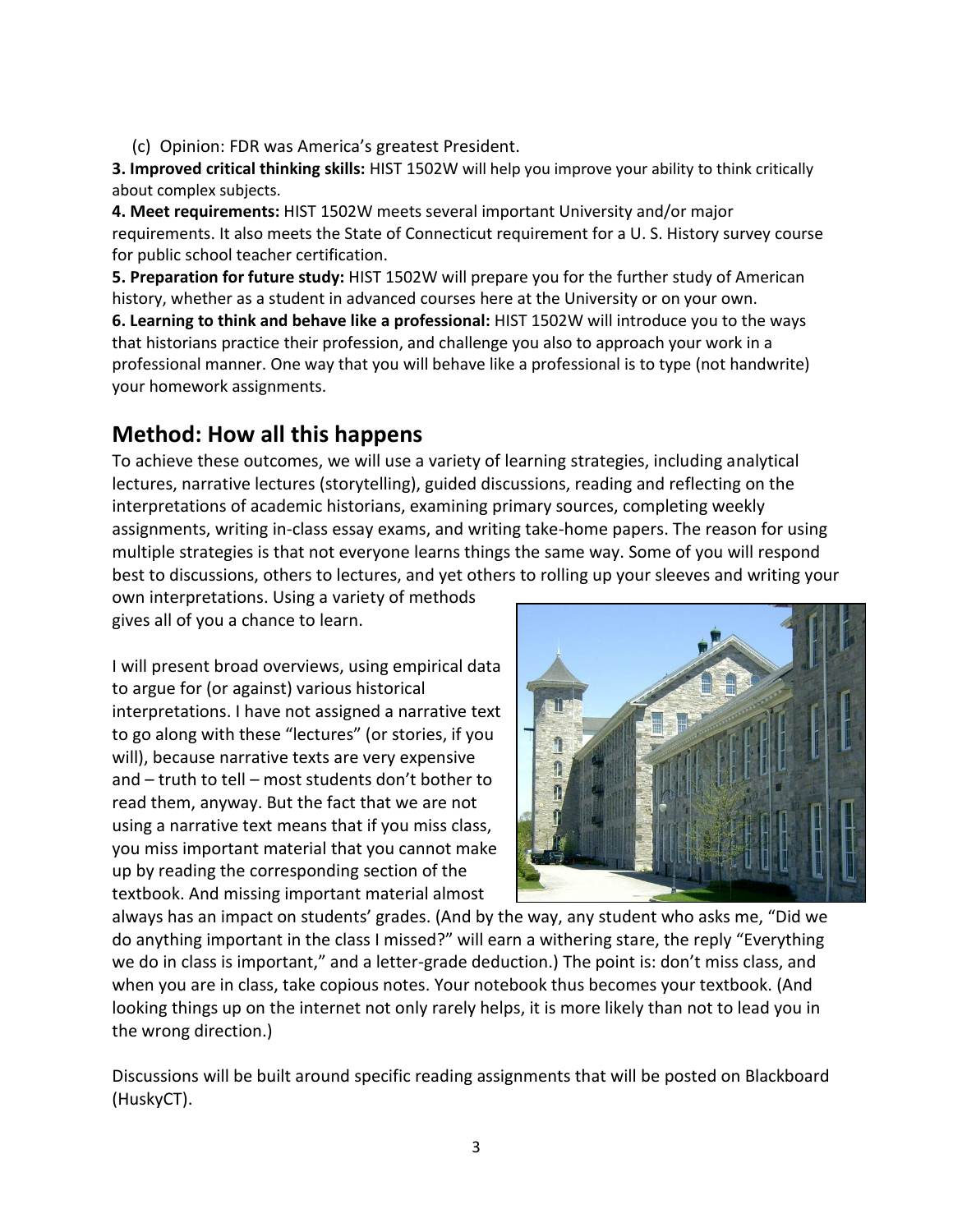(c) Opinion: FDR was America's greatest President.

**3. Improved critical thinking skills:** HIST 1502W will help you improve your ability to think critically about complex subjects.

**4. Meet requirements:** HIST 1502W meets several important University and/or major requirements. It also meets the State of Connecticut requirement for a U. S. History survey course for public school teacher certification.

**5. Preparation for future study:** HIST 1502W will prepare you for the further study of American history, whether as a student in advanced courses here at the University or on your own.

**6. Learning to think and behave like a professional:** HIST 1502W will introduce you to the ways that historians practice their profession, and challenge you also to approach your work in a professional manner. One way that you will behave like a professional is to type (not handwrite) your homework assignments.

## Method: How all this happens

To achieve these outcomes, we will use a variety of learning strategies, including analytical lectures, narrative lectures (storytelling), guided discussions, reading and reflecting on the interpretations of academic historians, examining primary sources, completing weekly assignments, writing in-class essay exams, and writing take-home papers. The reason for using multiple strategies is that not everyone learns things the same way. Some of you will respond best to discussions, others to lectures, and yet others to rolling up your sleeves and writing your own interpretations. Using a variety of methods gives all of you a chance to learn.

I will present broad overviews, using empirical data to argue for (or against) various historical interpretations. I have not assigned a narrative text to go along with these "lectures" (or stories, if you will), because narrative texts are very expensive and – truth to tell – most students don't bother to read them, anyway. But the fact that we are not using a narrative text means that if you miss class, you miss important material that you cannot make up by reading the corresponding section of the textbook. And missing important material almost always has an impact on students' grades. (And by the way, any student who asks me, "Did we do anything important in the class I missed?" will earn a withering stare, the reply "Everything we do in class is important," and a letter-grade deduction.) The point is: don't miss class, and when you are in class, take copious notes. Your notebook thus becomes your textbook. (And looking things up on the internet not only rarely helps, it is more likely than not to lead you in the wrong direction.)

Discussions will be built around specific reading assignments that will be posted on Blackboard (HuskyCT).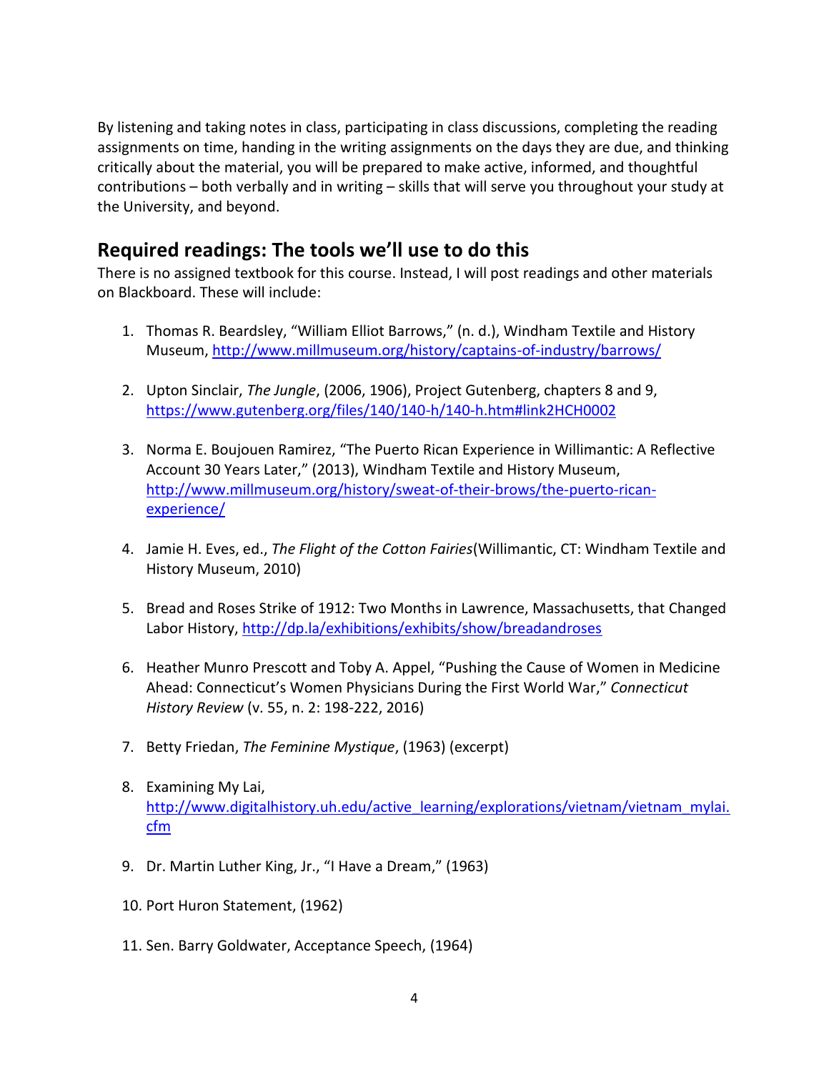By listening and taking notes in class, participating in class discussions, completing the reading assignments on time, handing in the writing assignments on the days they are due, and thinking critically about the material, you will be prepared to make active, informed, and thoughtful contributions – both verbally and in writing – skills that will serve you throughout your study at the University, and beyond.

## Required readings: The tools we'll use to do this

There is no assigned textbook for this course. Instead, I will post readings and other materials on Blackboard. These will include:

1. Thomas R. Beardsley, "William Elliot Barrows," (n. d.), Windham Textile and History Museum, http://www.millmuseum.org/history/captains-of-industry/barrows/

2. Upton Sinclair, *The Jungle*, (2006, 1906), Project Gutenberg, chapters 8 and 9, https://www.gutenberg.org/files/140/140-h/140-h.htm#link2HCH0002

3. Norma E. Boujouen Ramirez, "The Puerto Rican Experience in Willimantic: A Reflective Account 30 Years Later," (2013), Windham Textile and History Museum, http://www.millmuseum.org/history/sweat-of-their-brows/the-puerto-rican-experience/

4. Jamie H. Eves, ed., *The Flight of the Cotton Fairies*(Willimantic, CT: Windham Textile and History Museum, 2010)

5. Bread and Roses Strike of 1912: Two Months in Lawrence, Massachusetts, that Changed Labor History, http://dp.la/exhibitions/exhibits/show/breadandroses

6. Heather Munro Prescott and Toby A. Appel, "Pushing the Cause of Women in Medicine Ahead: Connecticut's Women Physicians During the First World War," *Connecticut History Review* (v. 55, n. 2: 198-222, 2016)

7. Betty Friedan, *The Feminine Mystique*, (1963) (excerpt)

8. Examining My Lai, http://www.digitalhistory.uh.edu/active_learning/explorations/vietnam/vietnam_mylai.cfm

9. Dr. Martin Luther King, Jr., "I Have a Dream," (1963)

10. Port Huron Statement, (1962)

11. Sen. Barry Goldwater, Acceptance Speech, (1964)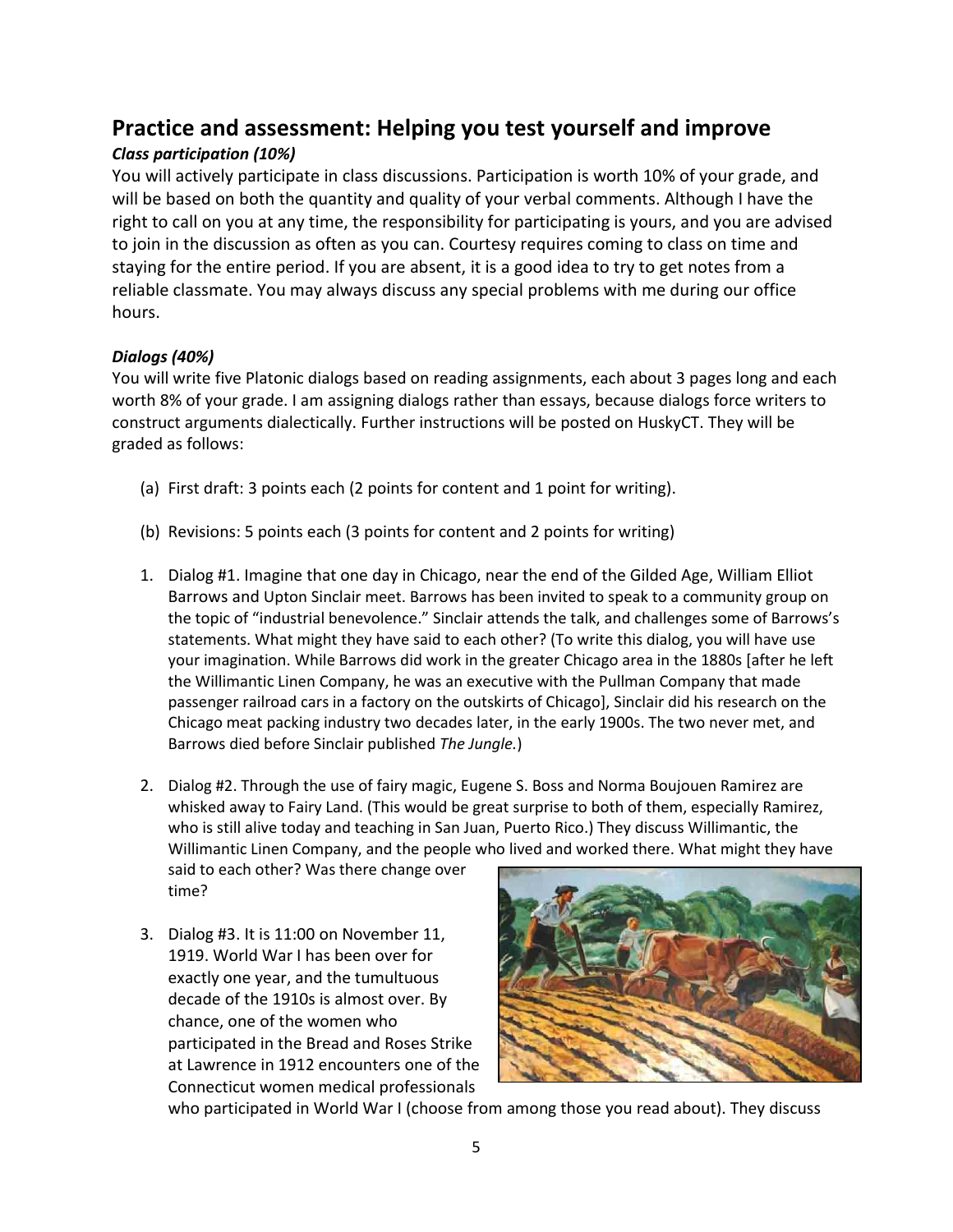## Practice and assessment: Helping you test yourself and improve

### *Class participation (10%)*

You will actively participate in class discussions. Participation is worth 10% of your grade, and will be based on both the quantity and quality of your verbal comments. Although I have the right to call on you at any time, the responsibility for participating is yours, and you are advised to join in the discussion as often as you can. Courtesy requires coming to class on time and staying for the entire period. If you are absent, it is a good idea to try to get notes from a reliable classmate. You may always discuss any special problems with me during our office hours.

### *Dialogs (40%)*

You will write five Platonic dialogs based on reading assignments, each about 3 pages long and each worth 8% of your grade. I am assigning dialogs rather than essays, because dialogs force writers to construct arguments dialectically. Further instructions will be posted on HuskyCT. They will be graded as follows:

(a) First draft: 3 points each (2 points for content and 1 point for writing).

(b) Revisions: 5 points each (3 points for content and 2 points for writing)

1. Dialog #1. Imagine that one day in Chicago, near the end of the Gilded Age, William Elliot Barrows and Upton Sinclair meet. Barrows has been invited to speak to a community group on the topic of "industrial benevolence." Sinclair attends the talk, and challenges some of Barrows's statements. What might they have said to each other? (To write this dialog, you will have use your imagination. While Barrows did work in the greater Chicago area in the 1880s [after he left the Willimantic Linen Company, he was an executive with the Pullman Company that made passenger railroad cars in a factory on the outskirts of Chicago], Sinclair did his research on the Chicago meat packing industry two decades later, in the early 1900s. The two never met, and Barrows died before Sinclair published *The Jungle.*)

2. Dialog #2. Through the use of fairy magic, Eugene S. Boss and Norma Boujouen Ramirez are whisked away to Fairy Land. (This would be great surprise to both of them, especially Ramirez, who is still alive today and teaching in San Juan, Puerto Rico.) They discuss Willimantic, the Willimantic Linen Company, and the people who lived and worked there. What might they have said to each other? Was there change over time?

3. Dialog #3. It is 11:00 on November 11, 1919. World War I has been over for exactly one year, and the tumultuous decade of the 1910s is almost over. By chance, one of the women who participated in the Bread and Roses Strike at Lawrence in 1912 encounters one of the Connecticut women medical professionals who participated in World War I (choose from among those you read about). They discuss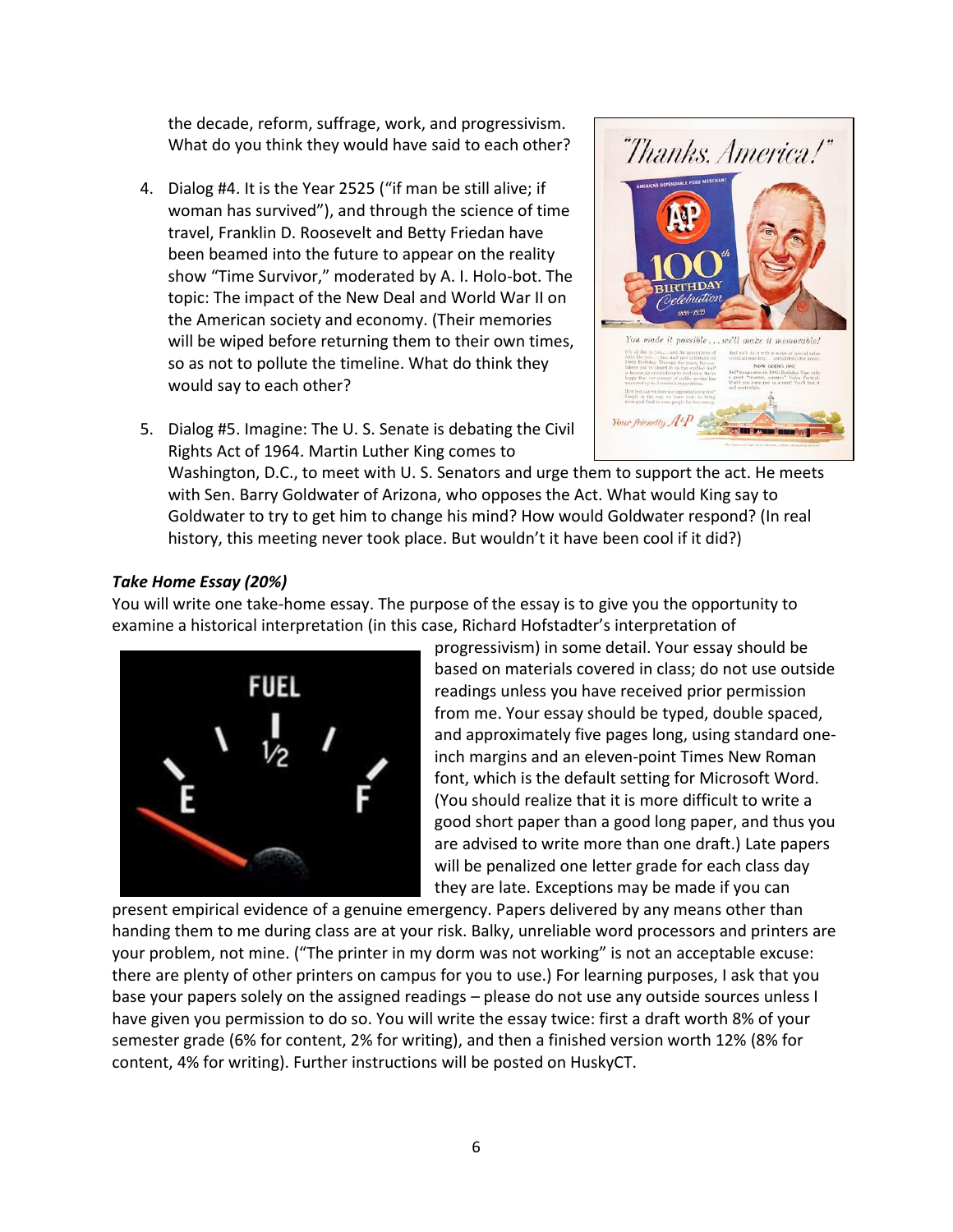the decade, reform, suffrage, work, and progressivism. What do you think they would have said to each other?

4. Dialog #4. It is the Year 2525 ("if man be still alive; if woman has survived"), and through the science of time travel, Franklin D. Roosevelt and Betty Friedan have been beamed into the future to appear on the reality show "Time Survivor," moderated by A. I. Holo-bot. The topic: The impact of the New Deal and World War II on the American society and economy. (Their memories will be wiped before returning them to their own times, so as not to pollute the timeline. What do think they would say to each other?

5. Dialog #5. Imagine: The U. S. Senate is debating the Civil Rights Act of 1964. Martin Luther King comes to Washington, D.C., to meet with U. S. Senators and urge them to support the act. He meets with Sen. Barry Goldwater of Arizona, who opposes the Act. What would King say to Goldwater to try to get him to change his mind? How would Goldwater respond? (In real history, this meeting never took place. But wouldn't it have been cool if it did?)

***Take Home Essay (20%)***

You will write one take-home essay. The purpose of the essay is to give you the opportunity to examine a historical interpretation (in this case, Richard Hofstadter's interpretation of progressivism) in some detail. Your essay should be based on materials covered in class; do not use outside readings unless you have received prior permission from me. Your essay should be typed, double spaced, and approximately five pages long, using standard one-inch margins and an eleven-point Times New Roman font, which is the default setting for Microsoft Word. (You should realize that it is more difficult to write a good short paper than a good long paper, and thus you are advised to write more than one draft.) Late papers will be penalized one letter grade for each class day they are late. Exceptions may be made if you can present empirical evidence of a genuine emergency. Papers delivered by any means other than handing them to me during class are at your risk. Balky, unreliable word processors and printers are your problem, not mine. ("The printer in my dorm was not working" is not an acceptable excuse: there are plenty of other printers on campus for you to use.) For learning purposes, I ask that you base your papers solely on the assigned readings – please do not use any outside sources unless I have given you permission to do so. You will write the essay twice: first a draft worth 8% of your semester grade (6% for content, 2% for writing), and then a finished version worth 12% (8% for content, 4% for writing). Further instructions will be posted on HuskyCT.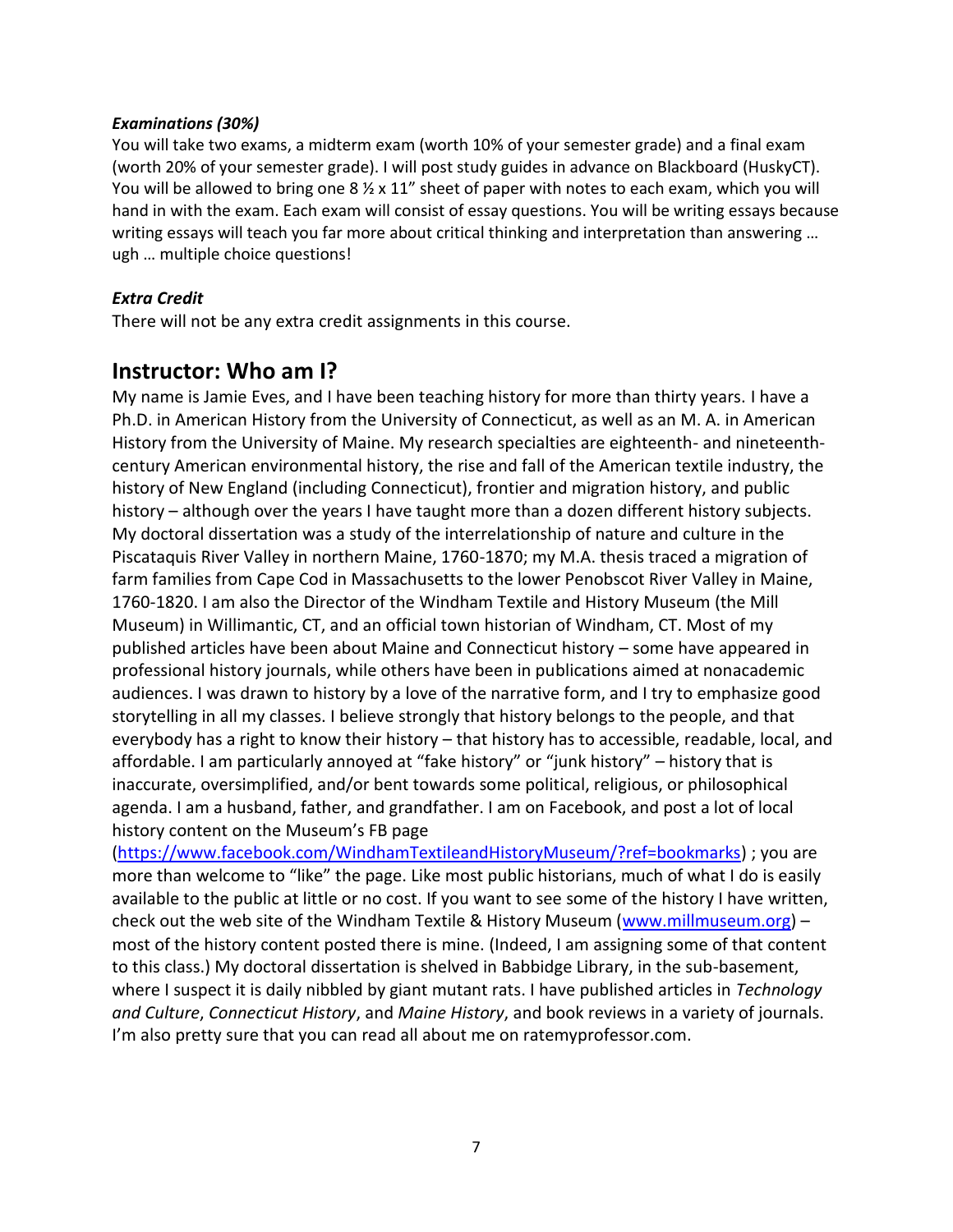***Examinations (30%)***

You will take two exams, a midterm exam (worth 10% of your semester grade) and a final exam (worth 20% of your semester grade). I will post study guides in advance on Blackboard (HuskyCT). You will be allowed to bring one 8 ½ x 11" sheet of paper with notes to each exam, which you will hand in with the exam. Each exam will consist of essay questions. You will be writing essays because writing essays will teach you far more about critical thinking and interpretation than answering … ugh … multiple choice questions!

***Extra Credit***

There will not be any extra credit assignments in this course.

## Instructor: Who am I?

My name is Jamie Eves, and I have been teaching history for more than thirty years. I have a Ph.D. in American History from the University of Connecticut, as well as an M. A. in American History from the University of Maine. My research specialties are eighteenth- and nineteenth-century American environmental history, the rise and fall of the American textile industry, the history of New England (including Connecticut), frontier and migration history, and public history – although over the years I have taught more than a dozen different history subjects. My doctoral dissertation was a study of the interrelationship of nature and culture in the Piscataquis River Valley in northern Maine, 1760-1870; my M.A. thesis traced a migration of farm families from Cape Cod in Massachusetts to the lower Penobscot River Valley in Maine, 1760-1820. I am also the Director of the Windham Textile and History Museum (the Mill Museum) in Willimantic, CT, and an official town historian of Windham, CT. Most of my published articles have been about Maine and Connecticut history – some have appeared in professional history journals, while others have been in publications aimed at nonacademic audiences. I was drawn to history by a love of the narrative form, and I try to emphasize good storytelling in all my classes. I believe strongly that history belongs to the people, and that everybody has a right to know their history – that history has to accessible, readable, local, and affordable. I am particularly annoyed at "fake history" or "junk history" – history that is inaccurate, oversimplified, and/or bent towards some political, religious, or philosophical agenda. I am a husband, father, and grandfather. I am on Facebook, and post a lot of local history content on the Museum's FB page (https://www.facebook.com/WindhamTextileandHistoryMuseum/?ref=bookmarks) ; you are more than welcome to "like" the page. Like most public historians, much of what I do is easily available to the public at little or no cost. If you want to see some of the history I have written, check out the web site of the Windham Textile & History Museum (www.millmuseum.org) – most of the history content posted there is mine. (Indeed, I am assigning some of that content to this class.) My doctoral dissertation is shelved in Babbidge Library, in the sub-basement, where I suspect it is daily nibbled by giant mutant rats. I have published articles in *Technology and Culture*, *Connecticut History*, and *Maine History*, and book reviews in a variety of journals. I'm also pretty sure that you can read all about me on ratemyprofessor.com.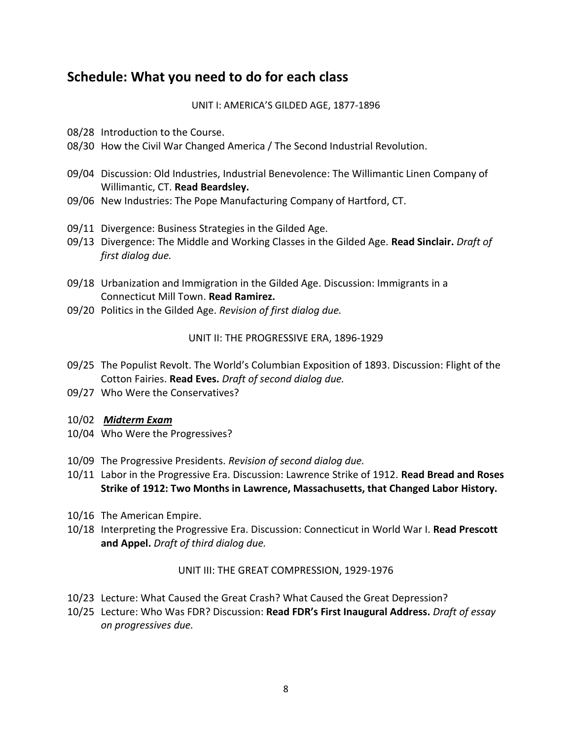## Schedule: What you need to do for each class

UNIT I: AMERICA'S GILDED AGE, 1877-1896

08/28 Introduction to the Course.
08/30 How the Civil War Changed America / The Second Industrial Revolution.

09/04 Discussion: Old Industries, Industrial Benevolence: The Willimantic Linen Company of Willimantic, CT. **Read Beardsley.**
09/06 New Industries: The Pope Manufacturing Company of Hartford, CT.

09/11 Divergence: Business Strategies in the Gilded Age.
09/13 Divergence: The Middle and Working Classes in the Gilded Age. **Read Sinclair.** *Draft of first dialog due.*

09/18 Urbanization and Immigration in the Gilded Age. Discussion: Immigrants in a Connecticut Mill Town. **Read Ramirez.**
09/20 Politics in the Gilded Age. *Revision of first dialog due.*

UNIT II: THE PROGRESSIVE ERA, 1896-1929

09/25 The Populist Revolt. The World's Columbian Exposition of 1893. Discussion: Flight of the Cotton Fairies. **Read Eves.** *Draft of second dialog due.*
09/27 Who Were the Conservatives?

10/02 ***Midterm Exam***
10/04 Who Were the Progressives?

10/09 The Progressive Presidents. *Revision of second dialog due.*
10/11 Labor in the Progressive Era. Discussion: Lawrence Strike of 1912. **Read Bread and Roses Strike of 1912: Two Months in Lawrence, Massachusetts, that Changed Labor History.**

10/16 The American Empire.
10/18 Interpreting the Progressive Era. Discussion: Connecticut in World War I. **Read Prescott and Appel.** *Draft of third dialog due.*

UNIT III: THE GREAT COMPRESSION, 1929-1976

10/23 Lecture: What Caused the Great Crash? What Caused the Great Depression?
10/25 Lecture: Who Was FDR? Discussion: **Read FDR's First Inaugural Address.** *Draft of essay on progressives due.*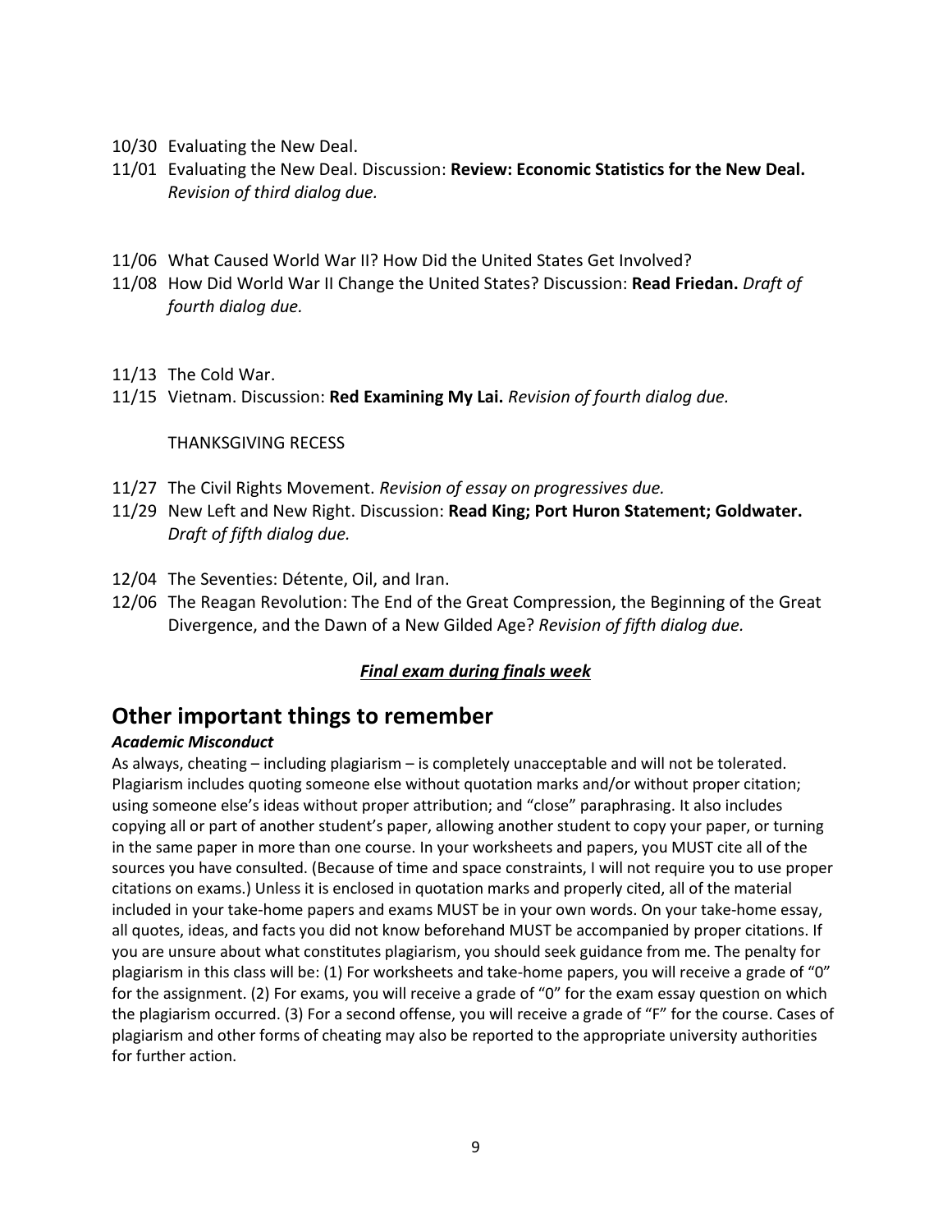10/30 Evaluating the New Deal.

11/01 Evaluating the New Deal. Discussion: **Review: Economic Statistics for the New Deal.** *Revision of third dialog due.*

11/06 What Caused World War II? How Did the United States Get Involved?

11/08 How Did World War II Change the United States? Discussion: **Read Friedan.** *Draft of fourth dialog due.*

11/13 The Cold War.

11/15 Vietnam. Discussion: **Red Examining My Lai.** *Revision of fourth dialog due.*

THANKSGIVING RECESS

11/27 The Civil Rights Movement. *Revision of essay on progressives due.*

11/29 New Left and New Right. Discussion: **Read King; Port Huron Statement; Goldwater.** *Draft of fifth dialog due.*

12/04 The Seventies: Détente, Oil, and Iran.

12/06 The Reagan Revolution: The End of the Great Compression, the Beginning of the Great Divergence, and the Dawn of a New Gilded Age? *Revision of fifth dialog due.*

***Final exam during finals week***

## Other important things to remember

### *Academic Misconduct*

As always, cheating – including plagiarism – is completely unacceptable and will not be tolerated. Plagiarism includes quoting someone else without quotation marks and/or without proper citation; using someone else's ideas without proper attribution; and "close" paraphrasing. It also includes copying all or part of another student's paper, allowing another student to copy your paper, or turning in the same paper in more than one course. In your worksheets and papers, you MUST cite all of the sources you have consulted. (Because of time and space constraints, I will not require you to use proper citations on exams.) Unless it is enclosed in quotation marks and properly cited, all of the material included in your take-home papers and exams MUST be in your own words. On your take-home essay, all quotes, ideas, and facts you did not know beforehand MUST be accompanied by proper citations. If you are unsure about what constitutes plagiarism, you should seek guidance from me. The penalty for plagiarism in this class will be: (1) For worksheets and take-home papers, you will receive a grade of "0" for the assignment. (2) For exams, you will receive a grade of "0" for the exam essay question on which the plagiarism occurred. (3) For a second offense, you will receive a grade of "F" for the course. Cases of plagiarism and other forms of cheating may also be reported to the appropriate university authorities for further action.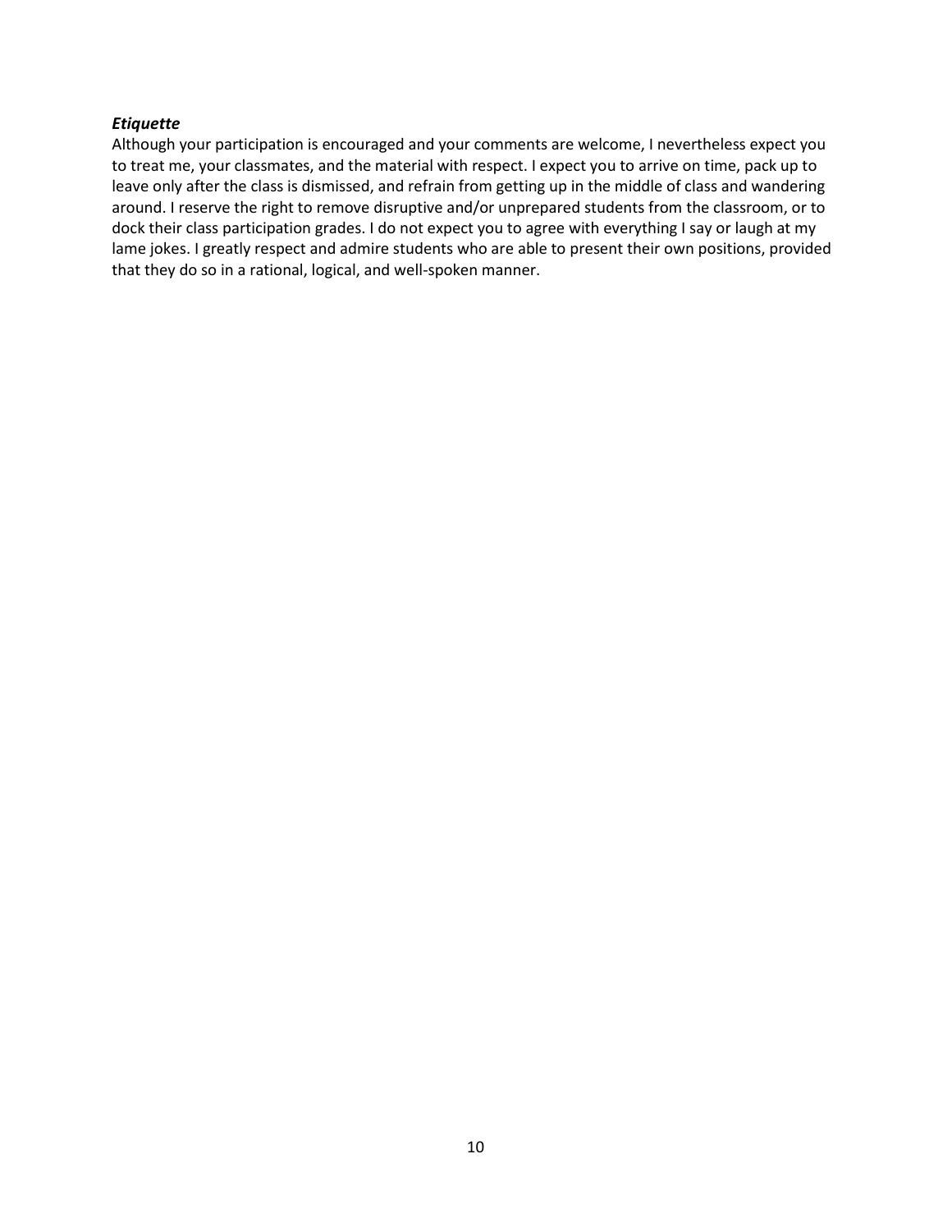***Etiquette***

Although your participation is encouraged and your comments are welcome, I nevertheless expect you to treat me, your classmates, and the material with respect. I expect you to arrive on time, pack up to leave only after the class is dismissed, and refrain from getting up in the middle of class and wandering around. I reserve the right to remove disruptive and/or unprepared students from the classroom, or to dock their class participation grades. I do not expect you to agree with everything I say or laugh at my lame jokes. I greatly respect and admire students who are able to present their own positions, provided that they do so in a rational, logical, and well-spoken manner.